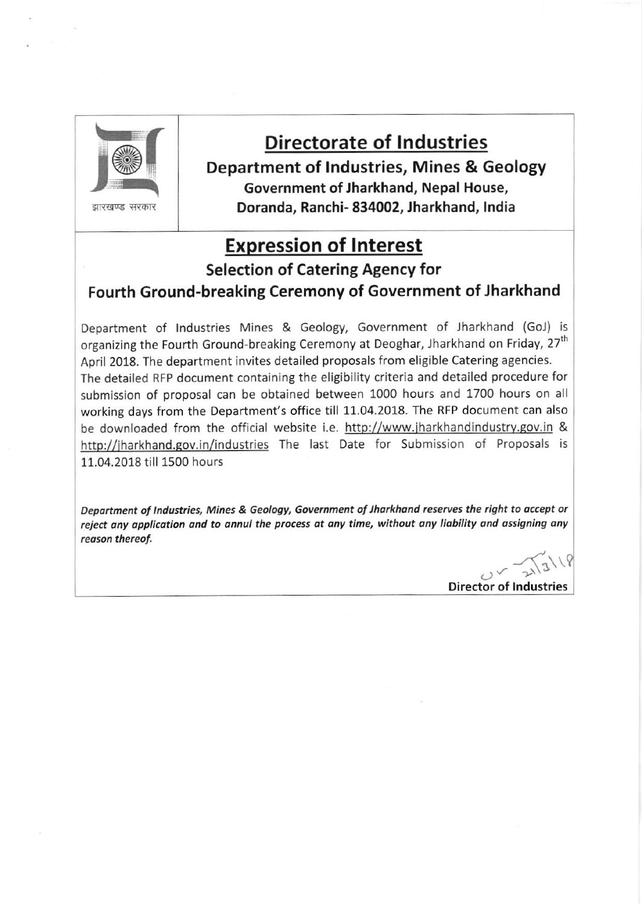झारखण्ड सरकार

# Directorate of Industries

**Department of Industries, Mines & Geology**
**Government of Jharkhand, Nepal House,**
**Doranda, Ranchi- 834002, Jharkhand, India**

## Expression of Interest

### Selection of Catering Agency for Fourth Ground-breaking Ceremony of Government of Jharkhand

Department of Industries Mines & Geology, Government of Jharkhand (GoJ) is organizing the Fourth Ground-breaking Ceremony at Deoghar, Jharkhand on Friday, 27th April 2018. The department invites detailed proposals from eligible Catering agencies.

The detailed RFP document containing the eligibility criteria and detailed procedure for submission of proposal can be obtained between 1000 hours and 1700 hours on all working days from the Department's office till 11.04.2018. The RFP document can also be downloaded from the official website i.e. http://www.jharkhandindustry.gov.in & http://jharkhand.gov.in/industries The last Date for Submission of Proposals is 11.04.2018 till 1500 hours

***Department of Industries, Mines & Geology, Government of Jharkhand reserves the right to accept or reject any application and to annul the process at any time, without any liability and assigning any reason thereof.***

21/3/18

**Director of Industries**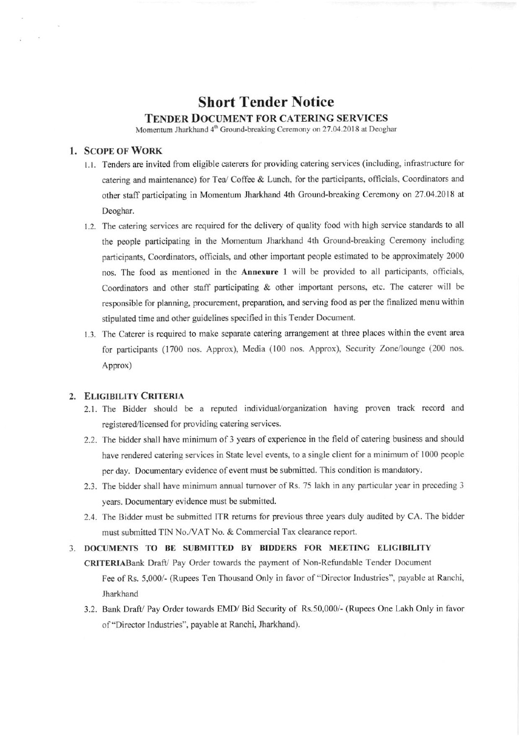# Short Tender Notice

## TENDER DOCUMENT FOR CATERING SERVICES

Momentum Jharkhand 4th Ground-breaking Ceremony on 27.04.2018 at Deoghar

### 1. SCOPE OF WORK

1.1. Tenders are invited from eligible caterers for providing catering services (including, infrastructure for catering and maintenance) for Tea/ Coffee & Lunch, for the participants, officials, Coordinators and other staff participating in Momentum Jharkhand 4th Ground-breaking Ceremony on 27.04.2018 at Deoghar.

1.2. The catering services are required for the delivery of quality food with high service standards to all the people participating in the Momentum Jharkhand 4th Ground-breaking Ceremony including participants, Coordinators, officials, and other important people estimated to be approximately 2000 nos. The food as mentioned in the **Annexure** 1 will be provided to all participants, officials, Coordinators and other staff participating & other important persons, etc. The caterer will be responsible for planning, procurement, preparation, and serving food as per the finalized menu within stipulated time and other guidelines specified in this Tender Document.

1.3. The Caterer is required to make separate catering arrangement at three places within the event area for participants (1700 nos. Approx), Media (100 nos. Approx), Security Zone/lounge (200 nos. Approx)

### 2. ELIGIBILITY CRITERIA

2.1. The Bidder should be a reputed individual/organization having proven track record and registered/licensed for providing catering services.

2.2. The bidder shall have minimum of 3 years of experience in the field of catering business and should have rendered catering services in State level events, to a single client for a minimum of 1000 people per day. Documentary evidence of event must be submitted. This condition is mandatory.

2.3. The bidder shall have minimum annual turnover of Rs. 75 lakh in any particular year in preceding 3 years. Documentary evidence must be submitted.

2.4. The Bidder must be submitted ITR returns for previous three years duly audited by CA. The bidder must submitted TIN No./VAT No. & Commercial Tax clearance report.

### 3. DOCUMENTS TO BE SUBMITTED BY BIDDERS FOR MEETING ELIGIBILITY CRITERIA

Bank Draft/ Pay Order towards the payment of Non-Refundable Tender Document Fee of Rs. 5,000/- (Rupees Ten Thousand Only in favor of "Director Industries", payable at Ranchi, Jharkhand

3.2. Bank Draft/ Pay Order towards EMD/ Bid Security of Rs.50,000/- (Rupees One Lakh Only in favor of "Director Industries", payable at Ranchi, Jharkhand).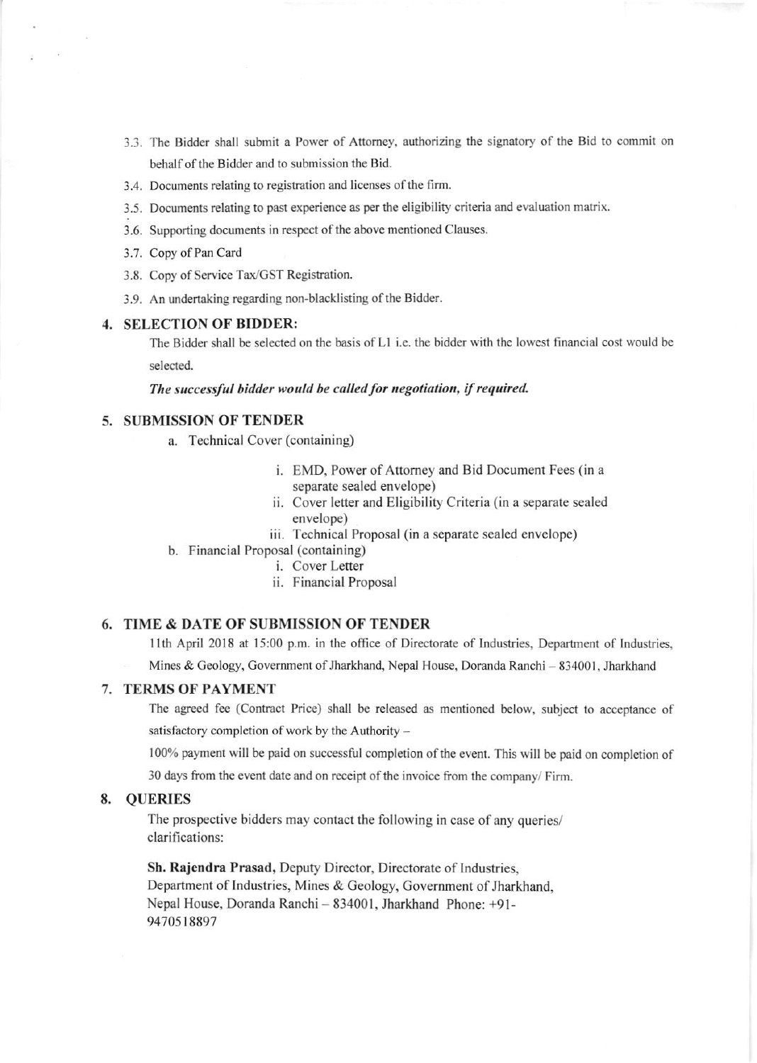3.3. The Bidder shall submit a Power of Attorney, authorizing the signatory of the Bid to commit on behalf of the Bidder and to submission the Bid.

3.4. Documents relating to registration and licenses of the firm.

3.5. Documents relating to past experience as per the eligibility criteria and evaluation matrix.

3.6. Supporting documents in respect of the above mentioned Clauses.

3.7. Copy of Pan Card

3.8. Copy of Service Tax/GST Registration.

3.9. An undertaking regarding non-blacklisting of the Bidder.

## 4. SELECTION OF BIDDER:

The Bidder shall be selected on the basis of L1 i.e. the bidder with the lowest financial cost would be selected.

***The successful bidder would be called for negotiation, if required.***

## 5. SUBMISSION OF TENDER

a. Technical Cover (containing)

   i. EMD, Power of Attorney and Bid Document Fees (in a separate sealed envelope)
   
   ii. Cover letter and Eligibility Criteria (in a separate sealed envelope)
   
   iii. Technical Proposal (in a separate sealed envelope)

b. Financial Proposal (containing)

   i. Cover Letter
   
   ii. Financial Proposal

## 6. TIME & DATE OF SUBMISSION OF TENDER

11th April 2018 at 15:00 p.m. in the office of Directorate of Industries, Department of Industries, Mines & Geology, Government of Jharkhand, Nepal House, Doranda Ranchi – 834001, Jharkhand

## 7. TERMS OF PAYMENT

The agreed fee (Contract Price) shall be released as mentioned below, subject to acceptance of satisfactory completion of work by the Authority –

100% payment will be paid on successful completion of the event. This will be paid on completion of 30 days from the event date and on receipt of the invoice from the company/ Firm.

## 8. QUERIES

The prospective bidders may contact the following in case of any queries/ clarifications:

**Sh. Rajendra Prasad,** Deputy Director, Directorate of Industries, Department of Industries, Mines & Geology, Government of Jharkhand, Nepal House, Doranda Ranchi – 834001, Jharkhand Phone: +91-9470518897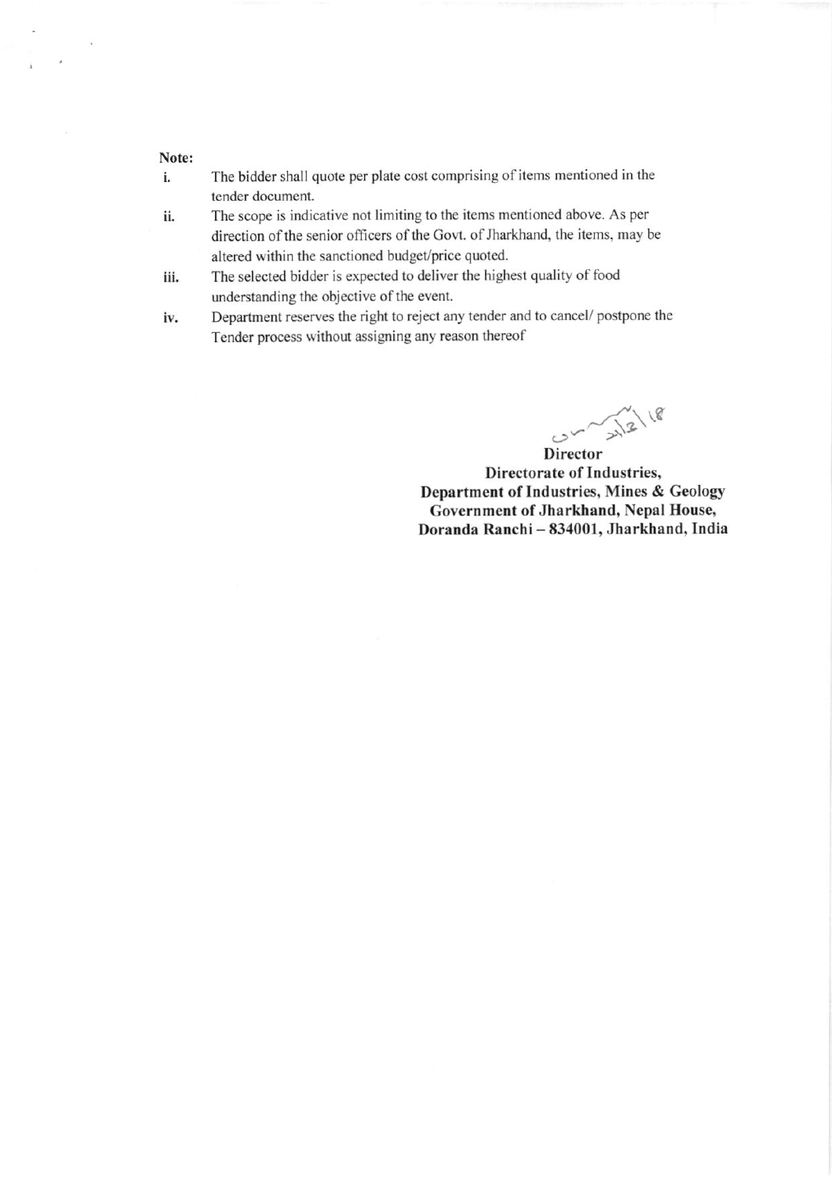**Note:**

i. The bidder shall quote per plate cost comprising of items mentioned in the tender document.

ii. The scope is indicative not limiting to the items mentioned above. As per direction of the senior officers of the Govt. of Jharkhand, the items, may be altered within the sanctioned budget/price quoted.

iii. The selected bidder is expected to deliver the highest quality of food understanding the objective of the event.

iv. Department reserves the right to reject any tender and to cancel/ postpone the Tender process without assigning any reason thereof

**Director**
**Directorate of Industries,**
**Department of Industries, Mines & Geology**
**Government of Jharkhand, Nepal House,**
**Doranda Ranchi – 834001, Jharkhand, India**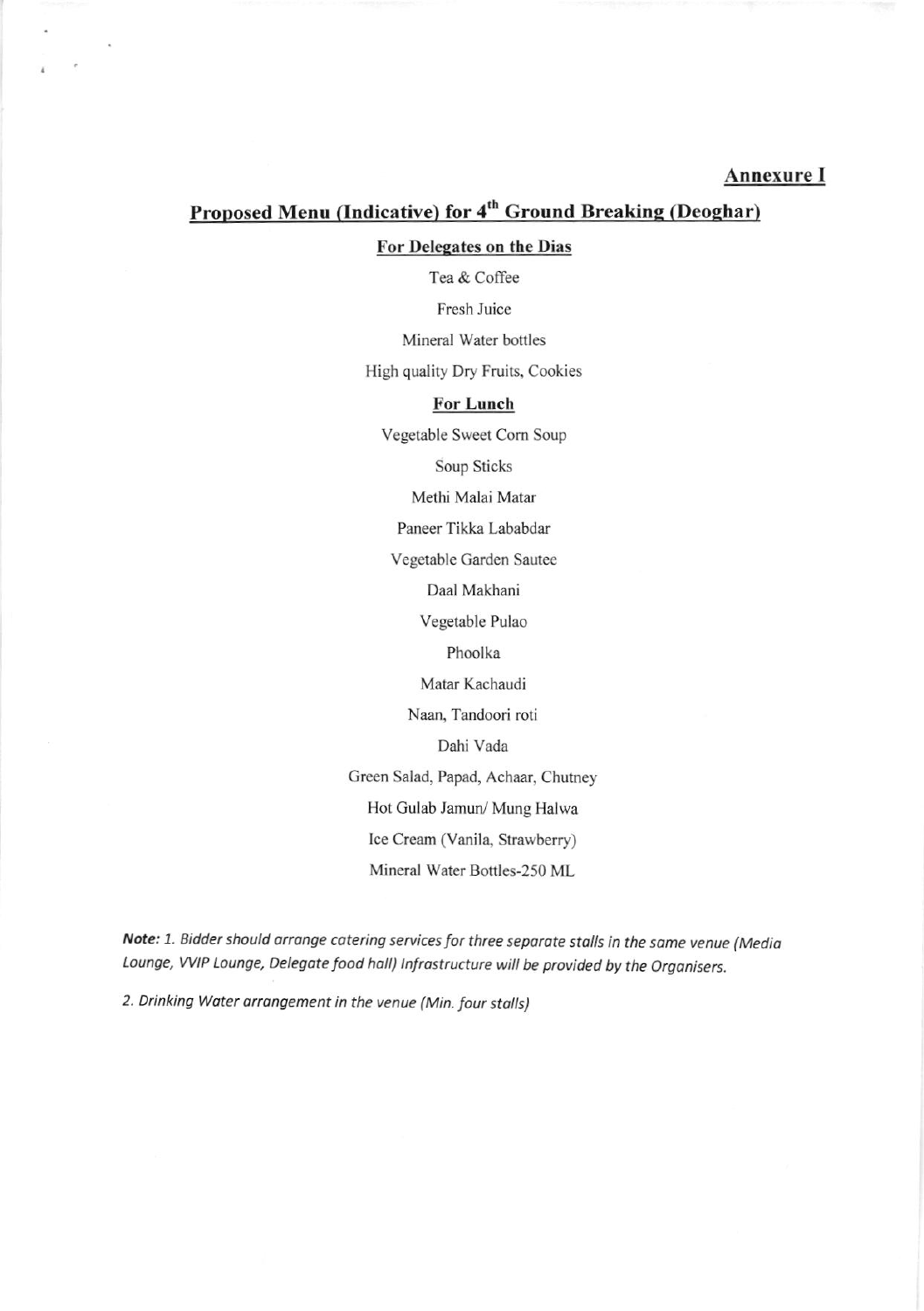**Annexure I**

## Proposed Menu (Indicative) for 4th Ground Breaking (Deoghar)

### For Delegates on the Dias

Tea & Coffee

Fresh Juice

Mineral Water bottles

High quality Dry Fruits, Cookies

### For Lunch

Vegetable Sweet Corn Soup

Soup Sticks

Methi Malai Matar

Paneer Tikka Lababdar

Vegetable Garden Sautee

Daal Makhani

Vegetable Pulao

Phoolka

Matar Kachaudi

Naan, Tandoori roti

Dahi Vada

Green Salad, Papad, Achaar, Chutney

Hot Gulab Jamun/ Mung Halwa

Ice Cream (Vanila, Strawberry)

Mineral Water Bottles-250 ML

***Note:*** *1. Bidder should arrange catering services for three separate stalls in the same venue (Media Lounge, VVIP Lounge, Delegate food hall) Infrastructure will be provided by the Organisers.*

*2. Drinking Water arrangement in the venue (Min. four stalls)*